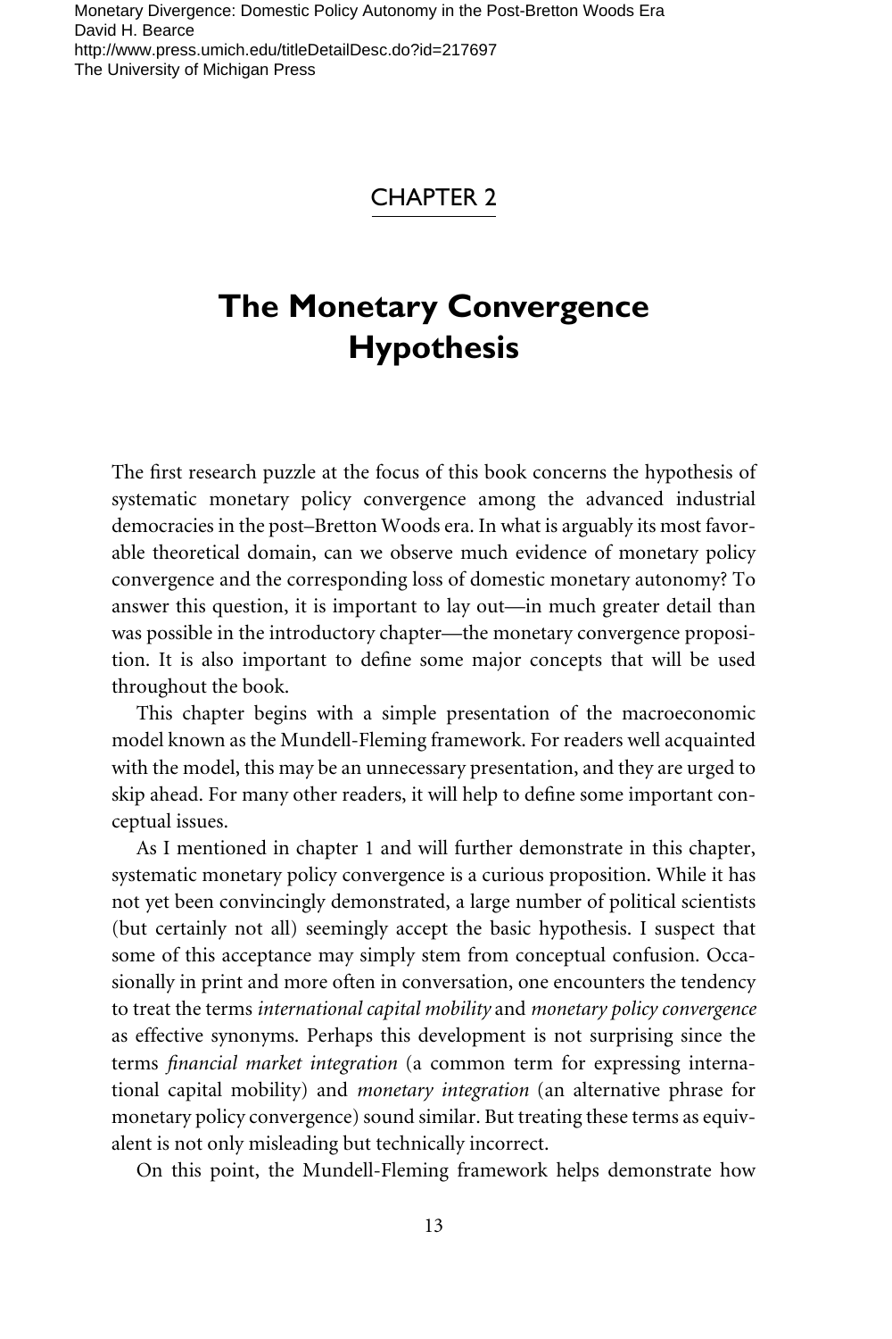## CHAPTER 2

# The Monetary Convergence Hypothesis

The first research puzzle at the focus of this book concerns the hypothesis of systematic monetary policy convergence among the advanced industrial democracies in the post–Bretton Woods era. In what is arguably its most favorable theoretical domain, can we observe much evidence of monetary policy convergence and the corresponding loss of domestic monetary autonomy? To answer this question, it is important to lay out—in much greater detail than was possible in the introductory chapter—the monetary convergence proposition. It is also important to define some major concepts that will be used throughout the book.

This chapter begins with a simple presentation of the macroeconomic model known as the Mundell-Fleming framework. For readers well acquainted with the model, this may be an unnecessary presentation, and they are urged to skip ahead. For many other readers, it will help to define some important conceptual issues.

As I mentioned in chapter 1 and will further demonstrate in this chapter, systematic monetary policy convergence is a curious proposition. While it has not yet been convincingly demonstrated, a large number of political scientists (but certainly not all) seemingly accept the basic hypothesis. I suspect that some of this acceptance may simply stem from conceptual confusion. Occasionally in print and more often in conversation, one encounters the tendency to treat the terms *international capital mobility* and *monetary policy convergence* as effective synonyms. Perhaps this development is not surprising since the terms *financial market integration* (a common term for expressing international capital mobility) and *monetary integration* (an alternative phrase for monetary policy convergence) sound similar. But treating these terms as equivalent is not only misleading but technically incorrect.

On this point, the Mundell-Fleming framework helps demonstrate how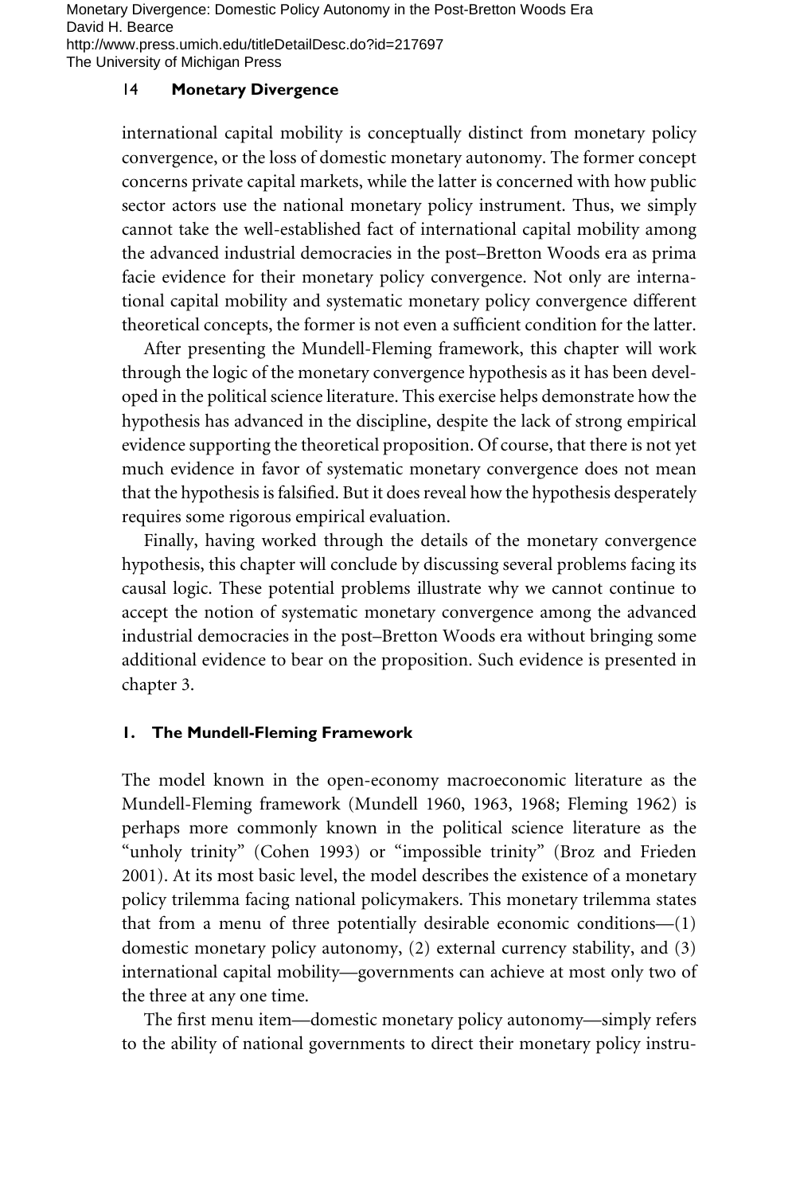international capital mobility is conceptually distinct from monetary policy convergence, or the loss of domestic monetary autonomy. The former concept concerns private capital markets, while the latter is concerned with how public sector actors use the national monetary policy instrument. Thus, we simply cannot take the well-established fact of international capital mobility among the advanced industrial democracies in the post–Bretton Woods era as prima facie evidence for their monetary policy convergence. Not only are international capital mobility and systematic monetary policy convergence different theoretical concepts, the former is not even a sufficient condition for the latter.

After presenting the Mundell-Fleming framework, this chapter will work through the logic of the monetary convergence hypothesis as it has been developed in the political science literature. This exercise helps demonstrate how the hypothesis has advanced in the discipline, despite the lack of strong empirical evidence supporting the theoretical proposition. Of course, that there is not yet much evidence in favor of systematic monetary convergence does not mean that the hypothesis is falsified. But it does reveal how the hypothesis desperately requires some rigorous empirical evaluation.

Finally, having worked through the details of the monetary convergence hypothesis, this chapter will conclude by discussing several problems facing its causal logic. These potential problems illustrate why we cannot continue to accept the notion of systematic monetary convergence among the advanced industrial democracies in the post–Bretton Woods era without bringing some additional evidence to bear on the proposition. Such evidence is presented in chapter 3.

## 1. The Mundell-Fleming Framework

The model known in the open-economy macroeconomic literature as the Mundell-Fleming framework (Mundell 1960, 1963, 1968; Fleming 1962) is perhaps more commonly known in the political science literature as the "unholy trinity" (Cohen 1993) or "impossible trinity" (Broz and Frieden 2001). At its most basic level, the model describes the existence of a monetary policy trilemma facing national policymakers. This monetary trilemma states that from a menu of three potentially desirable economic conditions—(1) domestic monetary policy autonomy, (2) external currency stability, and (3) international capital mobility—governments can achieve at most only two of the three at any one time.

The first menu item—domestic monetary policy autonomy—simply refers to the ability of national governments to direct their monetary policy instru-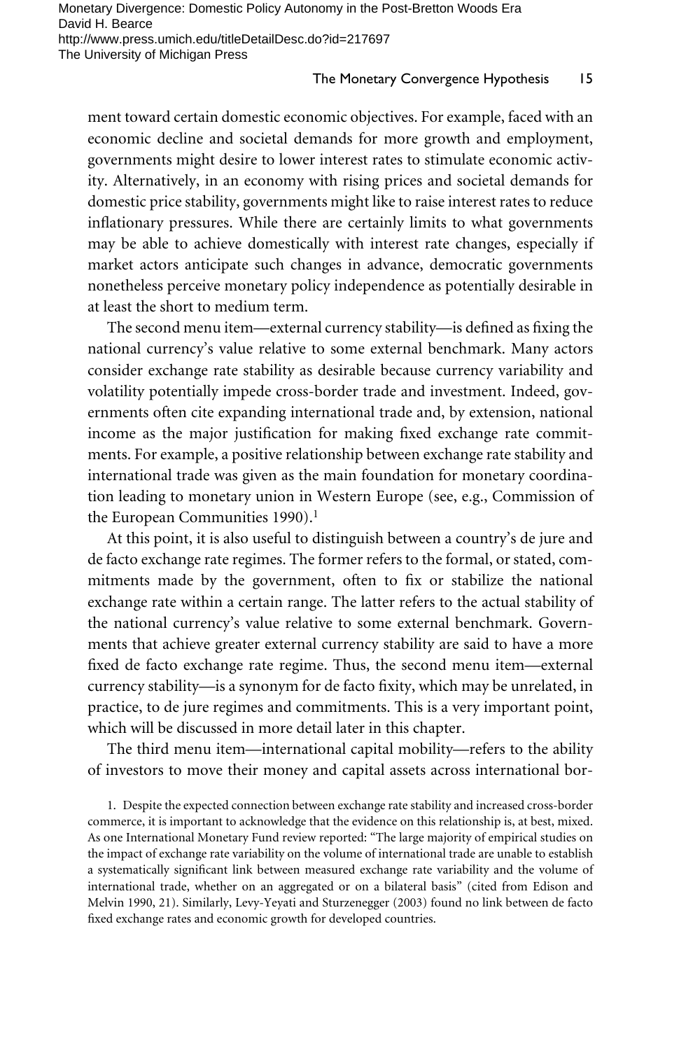ment toward certain domestic economic objectives. For example, faced with an economic decline and societal demands for more growth and employment, governments might desire to lower interest rates to stimulate economic activity. Alternatively, in an economy with rising prices and societal demands for domestic price stability, governments might like to raise interest rates to reduce inflationary pressures. While there are certainly limits to what governments may be able to achieve domestically with interest rate changes, especially if market actors anticipate such changes in advance, democratic governments nonetheless perceive monetary policy independence as potentially desirable in at least the short to medium term.

The second menu item—external currency stability—is defined as fixing the national currency's value relative to some external benchmark. Many actors consider exchange rate stability as desirable because currency variability and volatility potentially impede cross-border trade and investment. Indeed, governments often cite expanding international trade and, by extension, national income as the major justification for making fixed exchange rate commitments. For example, a positive relationship between exchange rate stability and international trade was given as the main foundation for monetary coordination leading to monetary union in Western Europe (see, e.g., Commission of the European Communities 1990).[1]

At this point, it is also useful to distinguish between a country's de jure and de facto exchange rate regimes. The former refers to the formal, or stated, commitments made by the government, often to fix or stabilize the national exchange rate within a certain range. The latter refers to the actual stability of the national currency's value relative to some external benchmark. Governments that achieve greater external currency stability are said to have a more fixed de facto exchange rate regime. Thus, the second menu item—external currency stability—is a synonym for de facto fixity, which may be unrelated, in practice, to de jure regimes and commitments. This is a very important point, which will be discussed in more detail later in this chapter.

The third menu item—international capital mobility—refers to the ability of investors to move their money and capital assets across international bor-

1. Despite the expected connection between exchange rate stability and increased cross-border commerce, it is important to acknowledge that the evidence on this relationship is, at best, mixed. As one International Monetary Fund review reported: "The large majority of empirical studies on the impact of exchange rate variability on the volume of international trade are unable to establish a systematically significant link between measured exchange rate variability and the volume of international trade, whether on an aggregated or on a bilateral basis" (cited from Edison and Melvin 1990, 21). Similarly, Levy-Yeyati and Sturzenegger (2003) found no link between de facto fixed exchange rates and economic growth for developed countries.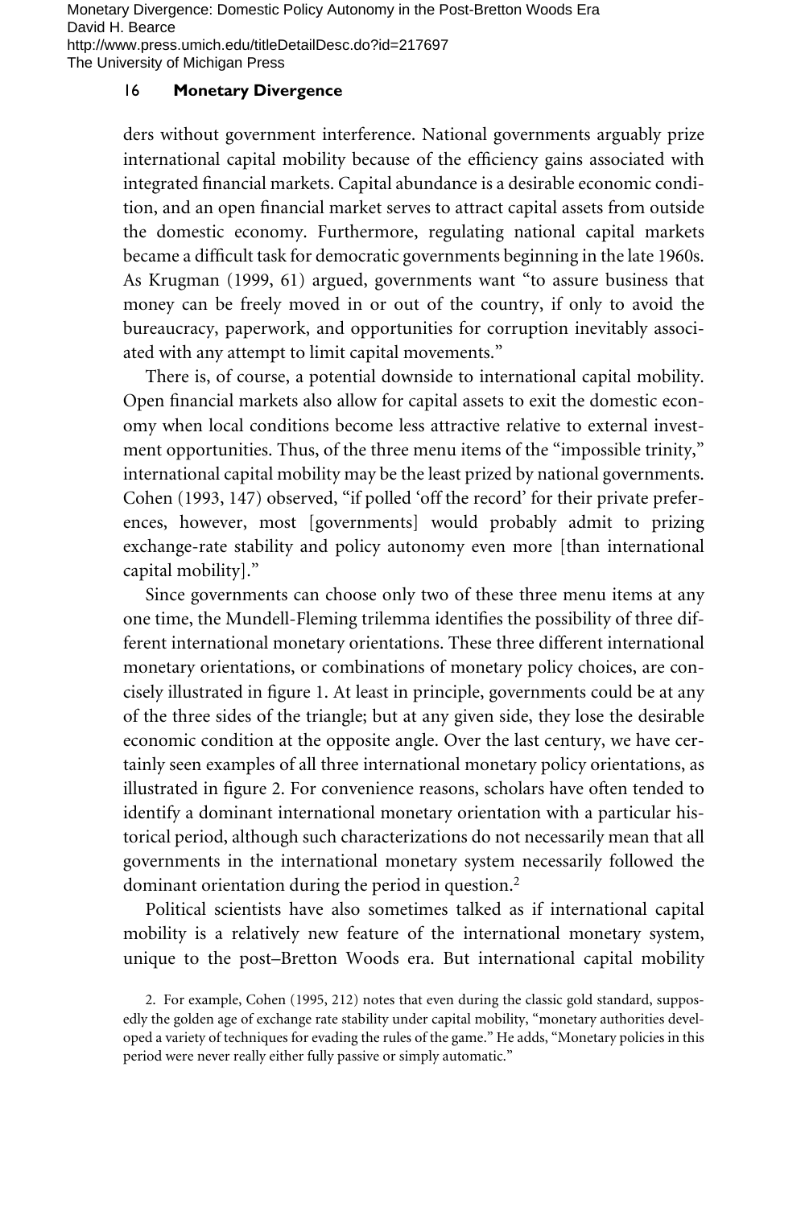ders without government interference. National governments arguably prize international capital mobility because of the efficiency gains associated with integrated financial markets. Capital abundance is a desirable economic condition, and an open financial market serves to attract capital assets from outside the domestic economy. Furthermore, regulating national capital markets became a difficult task for democratic governments beginning in the late 1960s. As Krugman (1999, 61) argued, governments want "to assure business that money can be freely moved in or out of the country, if only to avoid the bureaucracy, paperwork, and opportunities for corruption inevitably associated with any attempt to limit capital movements."

There is, of course, a potential downside to international capital mobility. Open financial markets also allow for capital assets to exit the domestic economy when local conditions become less attractive relative to external investment opportunities. Thus, of the three menu items of the "impossible trinity," international capital mobility may be the least prized by national governments. Cohen (1993, 147) observed, "if polled 'off the record' for their private preferences, however, most [governments] would probably admit to prizing exchange-rate stability and policy autonomy even more [than international capital mobility]."

Since governments can choose only two of these three menu items at any one time, the Mundell-Fleming trilemma identifies the possibility of three different international monetary orientations. These three different international monetary orientations, or combinations of monetary policy choices, are concisely illustrated in figure 1. At least in principle, governments could be at any of the three sides of the triangle; but at any given side, they lose the desirable economic condition at the opposite angle. Over the last century, we have certainly seen examples of all three international monetary policy orientations, as illustrated in figure 2. For convenience reasons, scholars have often tended to identify a dominant international monetary orientation with a particular historical period, although such characterizations do not necessarily mean that all governments in the international monetary system necessarily followed the dominant orientation during the period in question.[2]

Political scientists have also sometimes talked as if international capital mobility is a relatively new feature of the international monetary system, unique to the post–Bretton Woods era. But international capital mobility

2. For example, Cohen (1995, 212) notes that even during the classic gold standard, supposedly the golden age of exchange rate stability under capital mobility, "monetary authorities developed a variety of techniques for evading the rules of the game." He adds, "Monetary policies in this period were never really either fully passive or simply automatic."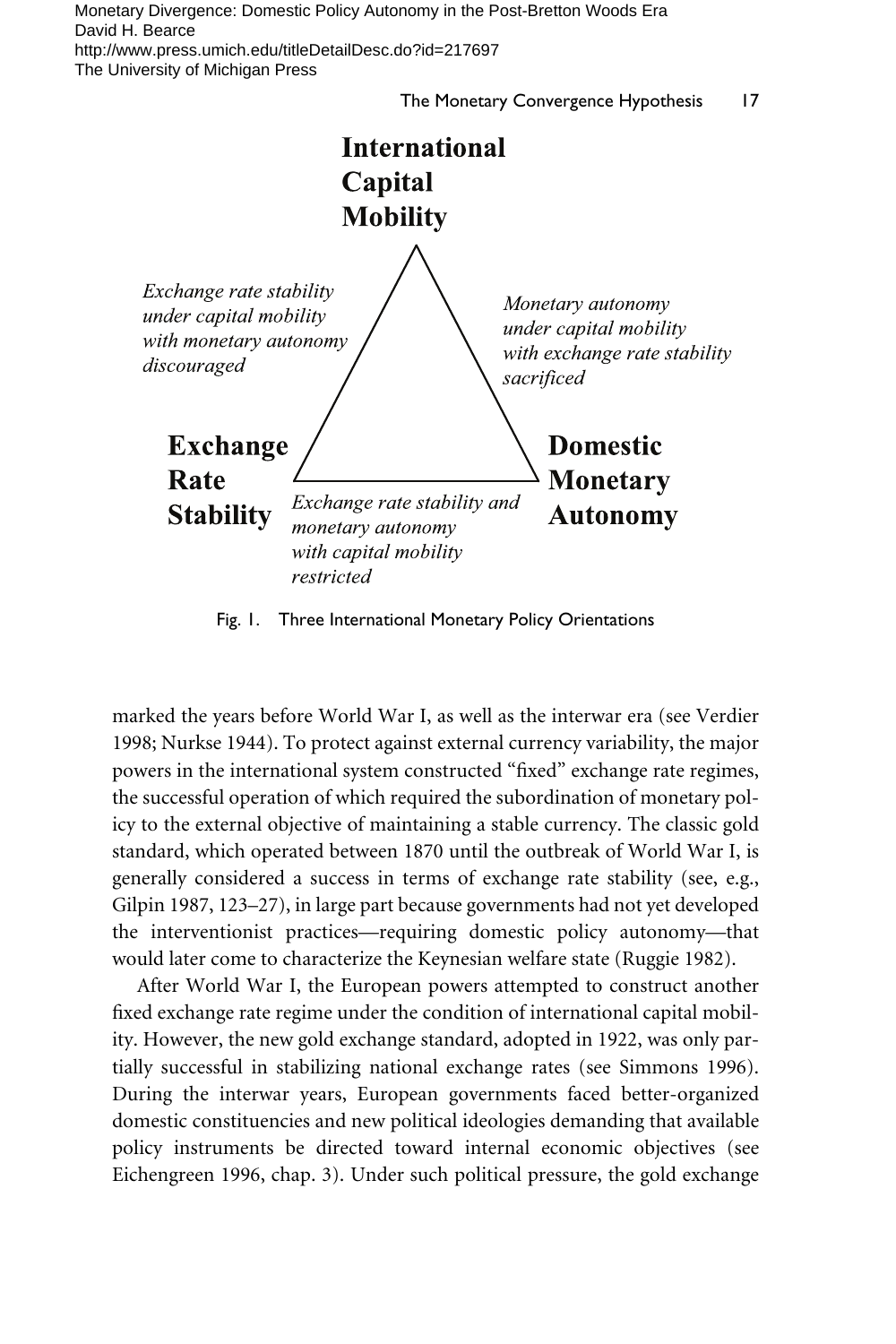**International Capital Mobility**

*Exchange rate stability under capital mobility with monetary autonomy discouraged*

*Monetary autonomy under capital mobility with exchange rate stability sacrificed*

**Exchange Rate Stability**

**Domestic Monetary Autonomy**

*Exchange rate stability and monetary autonomy with capital mobility restricted*

Fig. 1. Three International Monetary Policy Orientations

marked the years before World War I, as well as the interwar era (see Verdier 1998; Nurkse 1944). To protect against external currency variability, the major powers in the international system constructed "fixed" exchange rate regimes, the successful operation of which required the subordination of monetary policy to the external objective of maintaining a stable currency. The classic gold standard, which operated between 1870 until the outbreak of World War I, is generally considered a success in terms of exchange rate stability (see, e.g., Gilpin 1987, 123–27), in large part because governments had not yet developed the interventionist practices—requiring domestic policy autonomy—that would later come to characterize the Keynesian welfare state (Ruggie 1982).

After World War I, the European powers attempted to construct another fixed exchange rate regime under the condition of international capital mobility. However, the new gold exchange standard, adopted in 1922, was only partially successful in stabilizing national exchange rates (see Simmons 1996). During the interwar years, European governments faced better-organized domestic constituencies and new political ideologies demanding that available policy instruments be directed toward internal economic objectives (see Eichengreen 1996, chap. 3). Under such political pressure, the gold exchange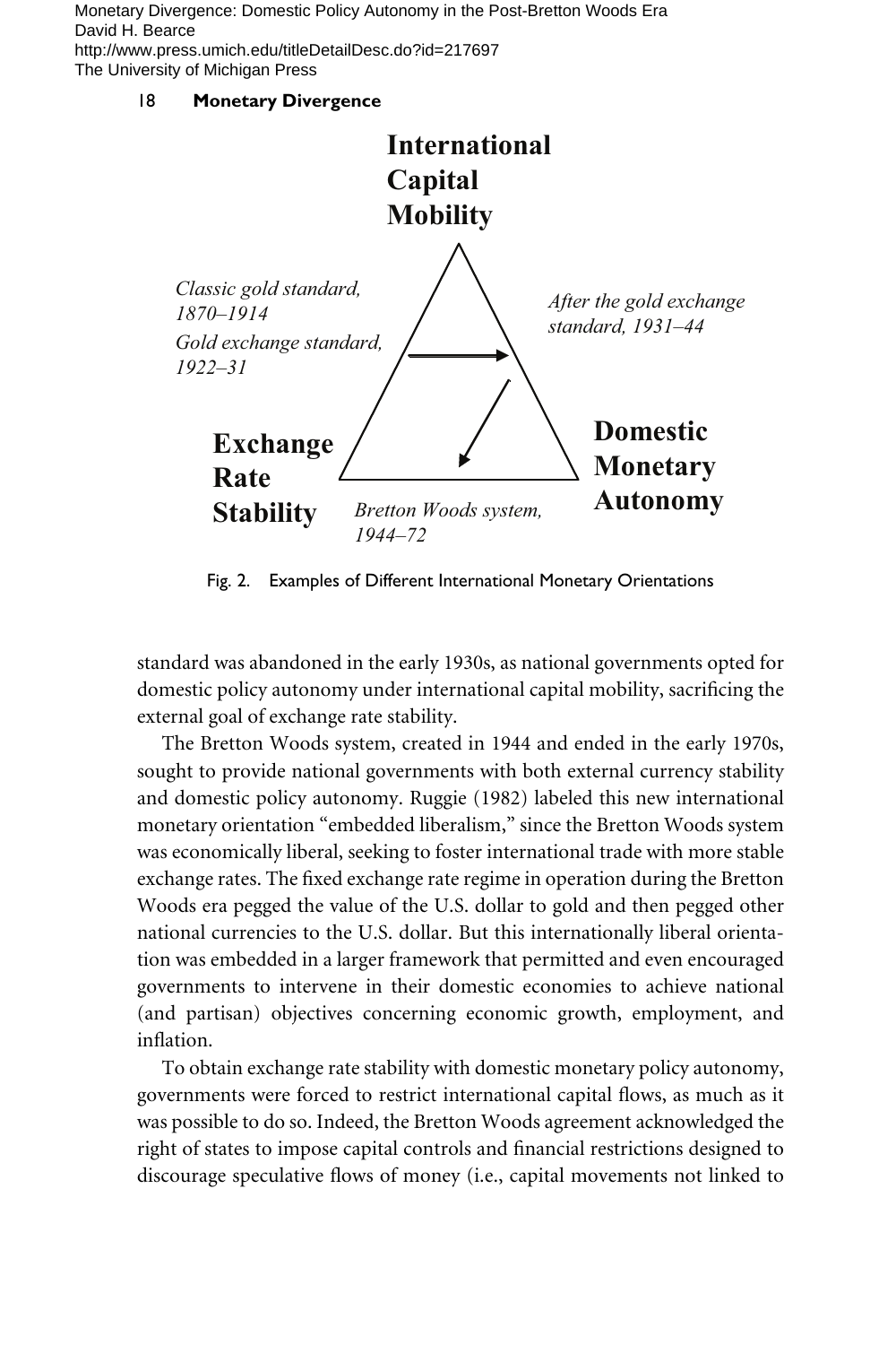International Capital Mobility

*Classic gold standard, 1870–1914*

*Gold exchange standard, 1922–31*

*After the gold exchange standard, 1931–44*

Exchange Rate Stability

Domestic Monetary Autonomy

*Bretton Woods system, 1944–72*

Fig. 2. Examples of Different International Monetary Orientations

standard was abandoned in the early 1930s, as national governments opted for domestic policy autonomy under international capital mobility, sacrificing the external goal of exchange rate stability.

The Bretton Woods system, created in 1944 and ended in the early 1970s, sought to provide national governments with both external currency stability and domestic policy autonomy. Ruggie (1982) labeled this new international monetary orientation "embedded liberalism," since the Bretton Woods system was economically liberal, seeking to foster international trade with more stable exchange rates. The fixed exchange rate regime in operation during the Bretton Woods era pegged the value of the U.S. dollar to gold and then pegged other national currencies to the U.S. dollar. But this internationally liberal orientation was embedded in a larger framework that permitted and even encouraged governments to intervene in their domestic economies to achieve national (and partisan) objectives concerning economic growth, employment, and inflation.

To obtain exchange rate stability with domestic monetary policy autonomy, governments were forced to restrict international capital flows, as much as it was possible to do so. Indeed, the Bretton Woods agreement acknowledged the right of states to impose capital controls and financial restrictions designed to discourage speculative flows of money (i.e., capital movements not linked to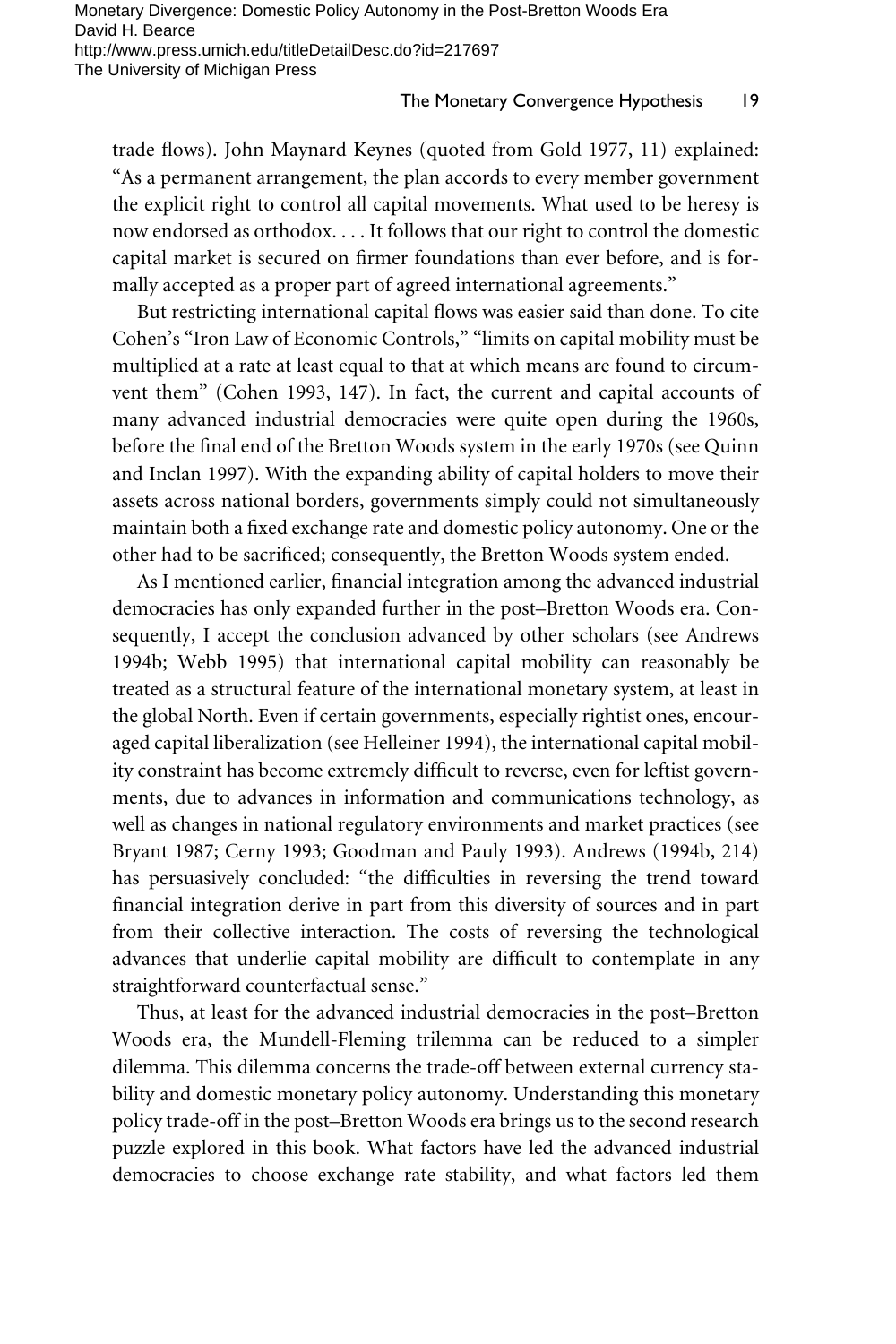trade flows). John Maynard Keynes (quoted from Gold 1977, 11) explained: "As a permanent arrangement, the plan accords to every member government the explicit right to control all capital movements. What used to be heresy is now endorsed as orthodox. . . . It follows that our right to control the domestic capital market is secured on firmer foundations than ever before, and is formally accepted as a proper part of agreed international agreements."

But restricting international capital flows was easier said than done. To cite Cohen's "Iron Law of Economic Controls," "limits on capital mobility must be multiplied at a rate at least equal to that at which means are found to circumvent them" (Cohen 1993, 147). In fact, the current and capital accounts of many advanced industrial democracies were quite open during the 1960s, before the final end of the Bretton Woods system in the early 1970s (see Quinn and Inclan 1997). With the expanding ability of capital holders to move their assets across national borders, governments simply could not simultaneously maintain both a fixed exchange rate and domestic policy autonomy. One or the other had to be sacrificed; consequently, the Bretton Woods system ended.

As I mentioned earlier, financial integration among the advanced industrial democracies has only expanded further in the post–Bretton Woods era. Consequently, I accept the conclusion advanced by other scholars (see Andrews 1994b; Webb 1995) that international capital mobility can reasonably be treated as a structural feature of the international monetary system, at least in the global North. Even if certain governments, especially rightist ones, encouraged capital liberalization (see Helleiner 1994), the international capital mobility constraint has become extremely difficult to reverse, even for leftist governments, due to advances in information and communications technology, as well as changes in national regulatory environments and market practices (see Bryant 1987; Cerny 1993; Goodman and Pauly 1993). Andrews (1994b, 214) has persuasively concluded: "the difficulties in reversing the trend toward financial integration derive in part from this diversity of sources and in part from their collective interaction. The costs of reversing the technological advances that underlie capital mobility are difficult to contemplate in any straightforward counterfactual sense."

Thus, at least for the advanced industrial democracies in the post–Bretton Woods era, the Mundell-Fleming trilemma can be reduced to a simpler dilemma. This dilemma concerns the trade-off between external currency stability and domestic monetary policy autonomy. Understanding this monetary policy trade-off in the post–Bretton Woods era brings us to the second research puzzle explored in this book. What factors have led the advanced industrial democracies to choose exchange rate stability, and what factors led them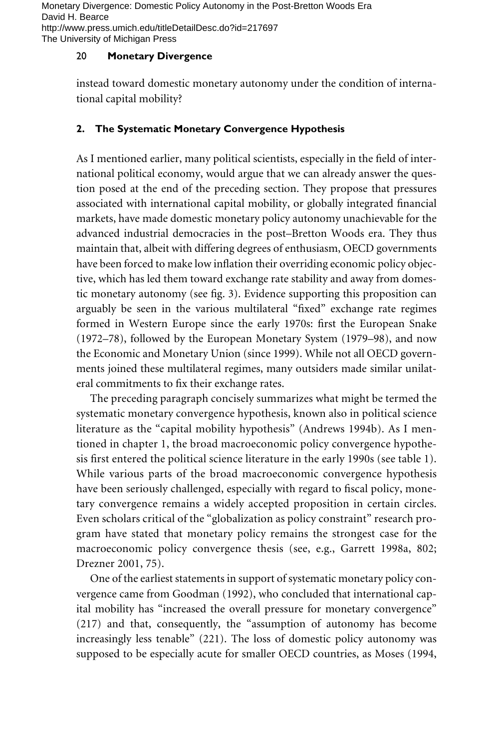instead toward domestic monetary autonomy under the condition of international capital mobility?

## 2. The Systematic Monetary Convergence Hypothesis

As I mentioned earlier, many political scientists, especially in the field of international political economy, would argue that we can already answer the question posed at the end of the preceding section. They propose that pressures associated with international capital mobility, or globally integrated financial markets, have made domestic monetary policy autonomy unachievable for the advanced industrial democracies in the post–Bretton Woods era. They thus maintain that, albeit with differing degrees of enthusiasm, OECD governments have been forced to make low inflation their overriding economic policy objective, which has led them toward exchange rate stability and away from domestic monetary autonomy (see fig. 3). Evidence supporting this proposition can arguably be seen in the various multilateral "fixed" exchange rate regimes formed in Western Europe since the early 1970s: first the European Snake (1972–78), followed by the European Monetary System (1979–98), and now the Economic and Monetary Union (since 1999). While not all OECD governments joined these multilateral regimes, many outsiders made similar unilateral commitments to fix their exchange rates.

The preceding paragraph concisely summarizes what might be termed the systematic monetary convergence hypothesis, known also in political science literature as the "capital mobility hypothesis" (Andrews 1994b). As I mentioned in chapter 1, the broad macroeconomic policy convergence hypothesis first entered the political science literature in the early 1990s (see table 1). While various parts of the broad macroeconomic convergence hypothesis have been seriously challenged, especially with regard to fiscal policy, monetary convergence remains a widely accepted proposition in certain circles. Even scholars critical of the "globalization as policy constraint" research program have stated that monetary policy remains the strongest case for the macroeconomic policy convergence thesis (see, e.g., Garrett 1998a, 802; Drezner 2001, 75).

One of the earliest statements in support of systematic monetary policy convergence came from Goodman (1992), who concluded that international capital mobility has "increased the overall pressure for monetary convergence" (217) and that, consequently, the "assumption of autonomy has become increasingly less tenable" (221). The loss of domestic policy autonomy was supposed to be especially acute for smaller OECD countries, as Moses (1994,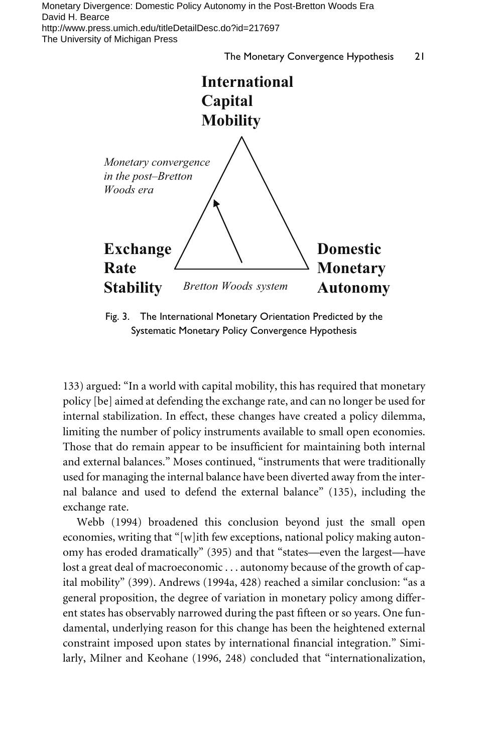International Capital Mobility

*Monetary convergence in the post–Bretton Woods era*

Exchange Rate Stability

Domestic Monetary Autonomy

*Bretton Woods system*

Fig. 3. The International Monetary Orientation Predicted by the Systematic Monetary Policy Convergence Hypothesis

133) argued: "In a world with capital mobility, this has required that monetary policy [be] aimed at defending the exchange rate, and can no longer be used for internal stabilization. In effect, these changes have created a policy dilemma, limiting the number of policy instruments available to small open economies. Those that do remain appear to be insufficient for maintaining both internal and external balances." Moses continued, "instruments that were traditionally used for managing the internal balance have been diverted away from the internal balance and used to defend the external balance" (135), including the exchange rate.

Webb (1994) broadened this conclusion beyond just the small open economies, writing that "[w]ith few exceptions, national policy making autonomy has eroded dramatically" (395) and that "states—even the largest—have lost a great deal of macroeconomic . . . autonomy because of the growth of capital mobility" (399). Andrews (1994a, 428) reached a similar conclusion: "as a general proposition, the degree of variation in monetary policy among different states has observably narrowed during the past fifteen or so years. One fundamental, underlying reason for this change has been the heightened external constraint imposed upon states by international financial integration." Similarly, Milner and Keohane (1996, 248) concluded that "internationalization,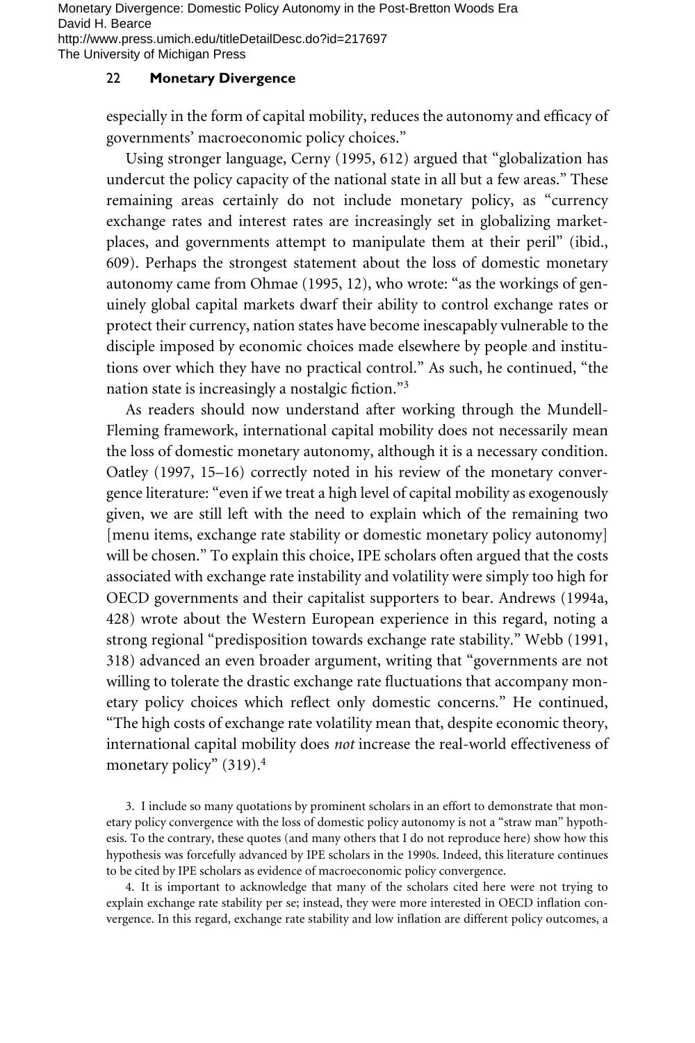especially in the form of capital mobility, reduces the autonomy and efficacy of governments' macroeconomic policy choices."

Using stronger language, Cerny (1995, 612) argued that "globalization has undercut the policy capacity of the national state in all but a few areas." These remaining areas certainly do not include monetary policy, as "currency exchange rates and interest rates are increasingly set in globalizing marketplaces, and governments attempt to manipulate them at their peril" (ibid., 609). Perhaps the strongest statement about the loss of domestic monetary autonomy came from Ohmae (1995, 12), who wrote: "as the workings of genuinely global capital markets dwarf their ability to control exchange rates or protect their currency, nation states have become inescapably vulnerable to the disciple imposed by economic choices made elsewhere by people and institutions over which they have no practical control." As such, he continued, "the nation state is increasingly a nostalgic fiction."[3]

As readers should now understand after working through the Mundell-Fleming framework, international capital mobility does not necessarily mean the loss of domestic monetary autonomy, although it is a necessary condition. Oatley (1997, 15–16) correctly noted in his review of the monetary convergence literature: "even if we treat a high level of capital mobility as exogenously given, we are still left with the need to explain which of the remaining two [menu items, exchange rate stability or domestic monetary policy autonomy] will be chosen." To explain this choice, IPE scholars often argued that the costs associated with exchange rate instability and volatility were simply too high for OECD governments and their capitalist supporters to bear. Andrews (1994a, 428) wrote about the Western European experience in this regard, noting a strong regional "predisposition towards exchange rate stability." Webb (1991, 318) advanced an even broader argument, writing that "governments are not willing to tolerate the drastic exchange rate fluctuations that accompany monetary policy choices which reflect only domestic concerns." He continued, "The high costs of exchange rate volatility mean that, despite economic theory, international capital mobility does *not* increase the real-world effectiveness of monetary policy" (319).[4]

3. I include so many quotations by prominent scholars in an effort to demonstrate that monetary policy convergence with the loss of domestic policy autonomy is not a "straw man" hypothesis. To the contrary, these quotes (and many others that I do not reproduce here) show how this hypothesis was forcefully advanced by IPE scholars in the 1990s. Indeed, this literature continues to be cited by IPE scholars as evidence of macroeconomic policy convergence.

4. It is important to acknowledge that many of the scholars cited here were not trying to explain exchange rate stability per se; instead, they were more interested in OECD inflation convergence. In this regard, exchange rate stability and low inflation are different policy outcomes, a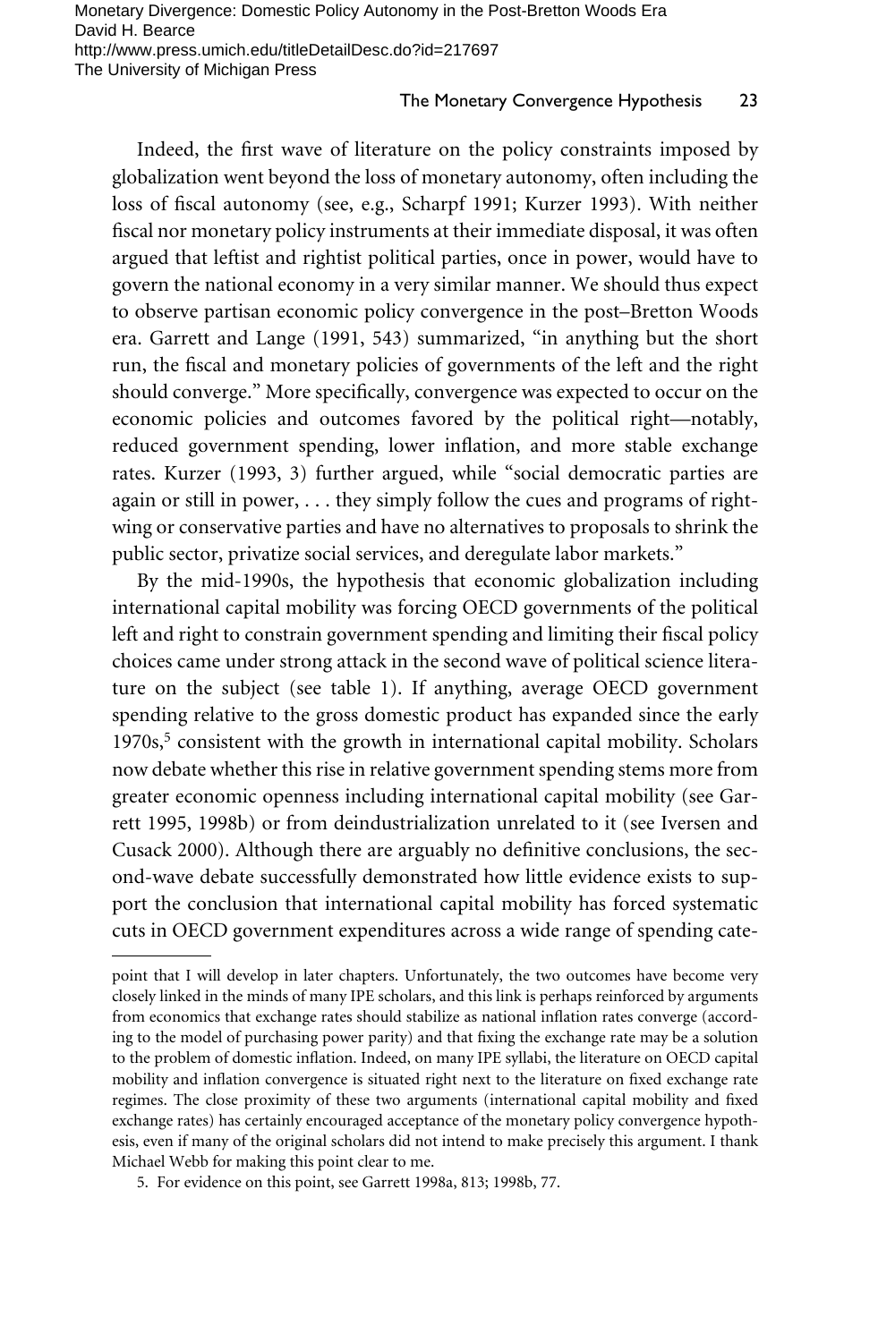Indeed, the first wave of literature on the policy constraints imposed by globalization went beyond the loss of monetary autonomy, often including the loss of fiscal autonomy (see, e.g., Scharpf 1991; Kurzer 1993). With neither fiscal nor monetary policy instruments at their immediate disposal, it was often argued that leftist and rightist political parties, once in power, would have to govern the national economy in a very similar manner. We should thus expect to observe partisan economic policy convergence in the post–Bretton Woods era. Garrett and Lange (1991, 543) summarized, "in anything but the short run, the fiscal and monetary policies of governments of the left and the right should converge." More specifically, convergence was expected to occur on the economic policies and outcomes favored by the political right—notably, reduced government spending, lower inflation, and more stable exchange rates. Kurzer (1993, 3) further argued, while "social democratic parties are again or still in power, . . . they simply follow the cues and programs of right-wing or conservative parties and have no alternatives to proposals to shrink the public sector, privatize social services, and deregulate labor markets."

By the mid-1990s, the hypothesis that economic globalization including international capital mobility was forcing OECD governments of the political left and right to constrain government spending and limiting their fiscal policy choices came under strong attack in the second wave of political science literature on the subject (see table 1). If anything, average OECD government spending relative to the gross domestic product has expanded since the early 1970s,[5] consistent with the growth in international capital mobility. Scholars now debate whether this rise in relative government spending stems more from greater economic openness including international capital mobility (see Garrett 1995, 1998b) or from deindustrialization unrelated to it (see Iversen and Cusack 2000). Although there are arguably no definitive conclusions, the second-wave debate successfully demonstrated how little evidence exists to support the conclusion that international capital mobility has forced systematic cuts in OECD government expenditures across a wide range of spending cate-

---

point that I will develop in later chapters. Unfortunately, the two outcomes have become very closely linked in the minds of many IPE scholars, and this link is perhaps reinforced by arguments from economics that exchange rates should stabilize as national inflation rates converge (according to the model of purchasing power parity) and that fixing the exchange rate may be a solution to the problem of domestic inflation. Indeed, on many IPE syllabi, the literature on OECD capital mobility and inflation convergence is situated right next to the literature on fixed exchange rate regimes. The close proximity of these two arguments (international capital mobility and fixed exchange rates) has certainly encouraged acceptance of the monetary policy convergence hypothesis, even if many of the original scholars did not intend to make precisely this argument. I thank Michael Webb for making this point clear to me.

5. For evidence on this point, see Garrett 1998a, 813; 1998b, 77.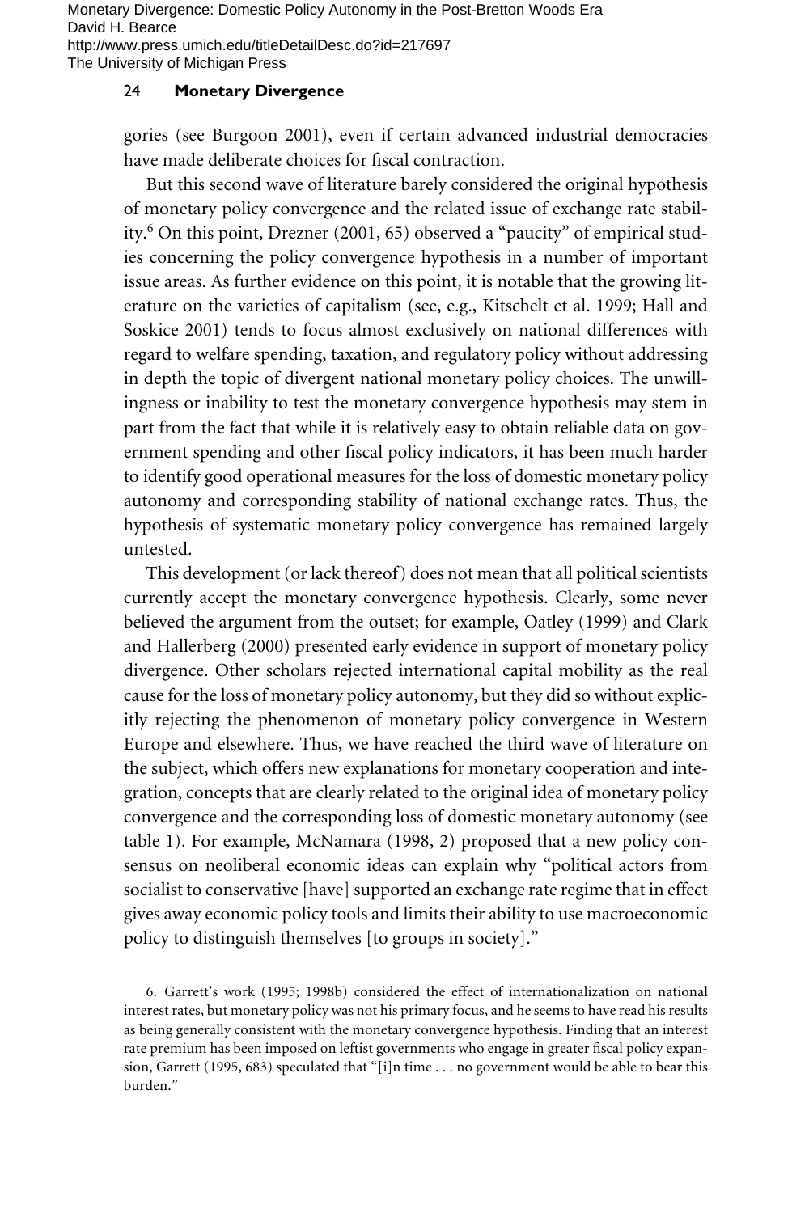gories (see Burgoon 2001), even if certain advanced industrial democracies have made deliberate choices for fiscal contraction.

But this second wave of literature barely considered the original hypothesis of monetary policy convergence and the related issue of exchange rate stability.[6] On this point, Drezner (2001, 65) observed a "paucity" of empirical studies concerning the policy convergence hypothesis in a number of important issue areas. As further evidence on this point, it is notable that the growing literature on the varieties of capitalism (see, e.g., Kitschelt et al. 1999; Hall and Soskice 2001) tends to focus almost exclusively on national differences with regard to welfare spending, taxation, and regulatory policy without addressing in depth the topic of divergent national monetary policy choices. The unwillingness or inability to test the monetary convergence hypothesis may stem in part from the fact that while it is relatively easy to obtain reliable data on government spending and other fiscal policy indicators, it has been much harder to identify good operational measures for the loss of domestic monetary policy autonomy and corresponding stability of national exchange rates. Thus, the hypothesis of systematic monetary policy convergence has remained largely untested.

This development (or lack thereof) does not mean that all political scientists currently accept the monetary convergence hypothesis. Clearly, some never believed the argument from the outset; for example, Oatley (1999) and Clark and Hallerberg (2000) presented early evidence in support of monetary policy divergence. Other scholars rejected international capital mobility as the real cause for the loss of monetary policy autonomy, but they did so without explicitly rejecting the phenomenon of monetary policy convergence in Western Europe and elsewhere. Thus, we have reached the third wave of literature on the subject, which offers new explanations for monetary cooperation and integration, concepts that are clearly related to the original idea of monetary policy convergence and the corresponding loss of domestic monetary autonomy (see table 1). For example, McNamara (1998, 2) proposed that a new policy consensus on neoliberal economic ideas can explain why "political actors from socialist to conservative [have] supported an exchange rate regime that in effect gives away economic policy tools and limits their ability to use macroeconomic policy to distinguish themselves [to groups in society]."

6. Garrett's work (1995; 1998b) considered the effect of internationalization on national interest rates, but monetary policy was not his primary focus, and he seems to have read his results as being generally consistent with the monetary convergence hypothesis. Finding that an interest rate premium has been imposed on leftist governments who engage in greater fiscal policy expansion, Garrett (1995, 683) speculated that "[i]n time . . . no government would be able to bear this burden."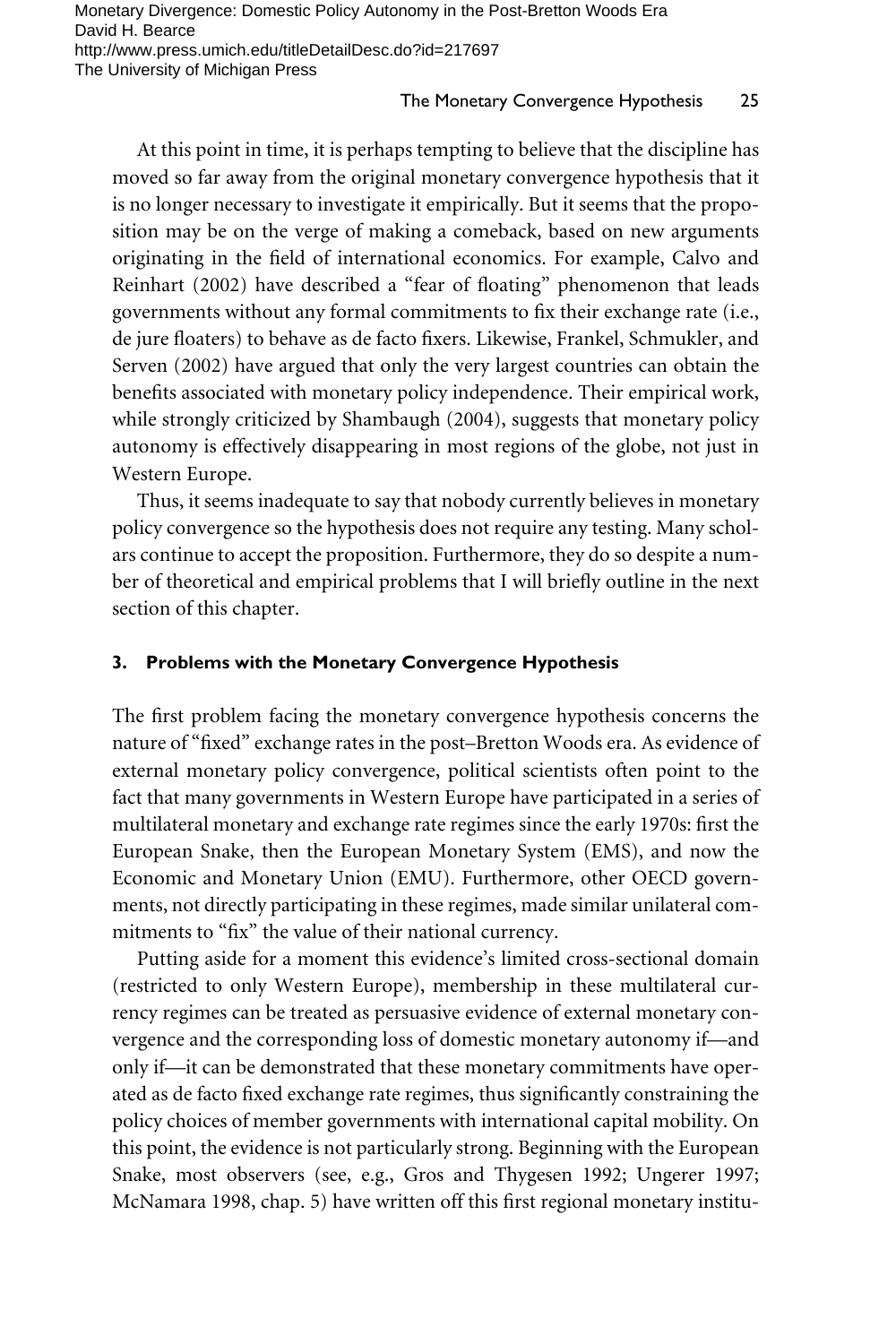At this point in time, it is perhaps tempting to believe that the discipline has moved so far away from the original monetary convergence hypothesis that it is no longer necessary to investigate it empirically. But it seems that the proposition may be on the verge of making a comeback, based on new arguments originating in the field of international economics. For example, Calvo and Reinhart (2002) have described a "fear of floating" phenomenon that leads governments without any formal commitments to fix their exchange rate (i.e., de jure floaters) to behave as de facto fixers. Likewise, Frankel, Schmukler, and Serven (2002) have argued that only the very largest countries can obtain the benefits associated with monetary policy independence. Their empirical work, while strongly criticized by Shambaugh (2004), suggests that monetary policy autonomy is effectively disappearing in most regions of the globe, not just in Western Europe.

Thus, it seems inadequate to say that nobody currently believes in monetary policy convergence so the hypothesis does not require any testing. Many scholars continue to accept the proposition. Furthermore, they do so despite a number of theoretical and empirical problems that I will briefly outline in the next section of this chapter.

### 3. Problems with the Monetary Convergence Hypothesis

The first problem facing the monetary convergence hypothesis concerns the nature of "fixed" exchange rates in the post–Bretton Woods era. As evidence of external monetary policy convergence, political scientists often point to the fact that many governments in Western Europe have participated in a series of multilateral monetary and exchange rate regimes since the early 1970s: first the European Snake, then the European Monetary System (EMS), and now the Economic and Monetary Union (EMU). Furthermore, other OECD governments, not directly participating in these regimes, made similar unilateral commitments to "fix" the value of their national currency.

Putting aside for a moment this evidence's limited cross-sectional domain (restricted to only Western Europe), membership in these multilateral currency regimes can be treated as persuasive evidence of external monetary convergence and the corresponding loss of domestic monetary autonomy if—and only if—it can be demonstrated that these monetary commitments have operated as de facto fixed exchange rate regimes, thus significantly constraining the policy choices of member governments with international capital mobility. On this point, the evidence is not particularly strong. Beginning with the European Snake, most observers (see, e.g., Gros and Thygesen 1992; Ungerer 1997; McNamara 1998, chap. 5) have written off this first regional monetary institu-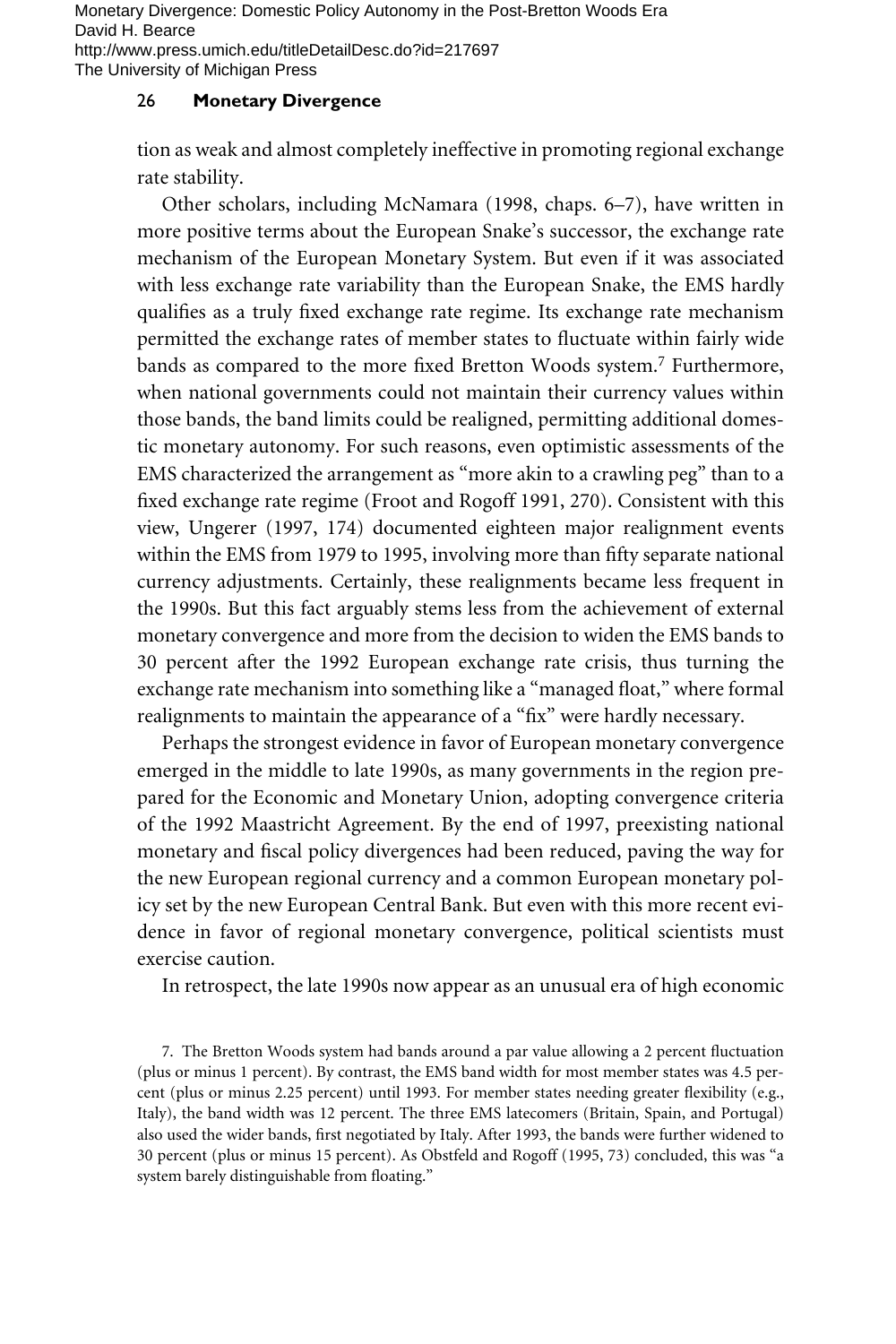tion as weak and almost completely ineffective in promoting regional exchange rate stability.

Other scholars, including McNamara (1998, chaps. 6–7), have written in more positive terms about the European Snake's successor, the exchange rate mechanism of the European Monetary System. But even if it was associated with less exchange rate variability than the European Snake, the EMS hardly qualifies as a truly fixed exchange rate regime. Its exchange rate mechanism permitted the exchange rates of member states to fluctuate within fairly wide bands as compared to the more fixed Bretton Woods system.[7] Furthermore, when national governments could not maintain their currency values within those bands, the band limits could be realigned, permitting additional domestic monetary autonomy. For such reasons, even optimistic assessments of the EMS characterized the arrangement as "more akin to a crawling peg" than to a fixed exchange rate regime (Froot and Rogoff 1991, 270). Consistent with this view, Ungerer (1997, 174) documented eighteen major realignment events within the EMS from 1979 to 1995, involving more than fifty separate national currency adjustments. Certainly, these realignments became less frequent in the 1990s. But this fact arguably stems less from the achievement of external monetary convergence and more from the decision to widen the EMS bands to 30 percent after the 1992 European exchange rate crisis, thus turning the exchange rate mechanism into something like a "managed float," where formal realignments to maintain the appearance of a "fix" were hardly necessary.

Perhaps the strongest evidence in favor of European monetary convergence emerged in the middle to late 1990s, as many governments in the region prepared for the Economic and Monetary Union, adopting convergence criteria of the 1992 Maastricht Agreement. By the end of 1997, preexisting national monetary and fiscal policy divergences had been reduced, paving the way for the new European regional currency and a common European monetary policy set by the new European Central Bank. But even with this more recent evidence in favor of regional monetary convergence, political scientists must exercise caution.

In retrospect, the late 1990s now appear as an unusual era of high economic

7. The Bretton Woods system had bands around a par value allowing a 2 percent fluctuation (plus or minus 1 percent). By contrast, the EMS band width for most member states was 4.5 percent (plus or minus 2.25 percent) until 1993. For member states needing greater flexibility (e.g., Italy), the band width was 12 percent. The three EMS latecomers (Britain, Spain, and Portugal) also used the wider bands, first negotiated by Italy. After 1993, the bands were further widened to 30 percent (plus or minus 15 percent). As Obstfeld and Rogoff (1995, 73) concluded, this was "a system barely distinguishable from floating."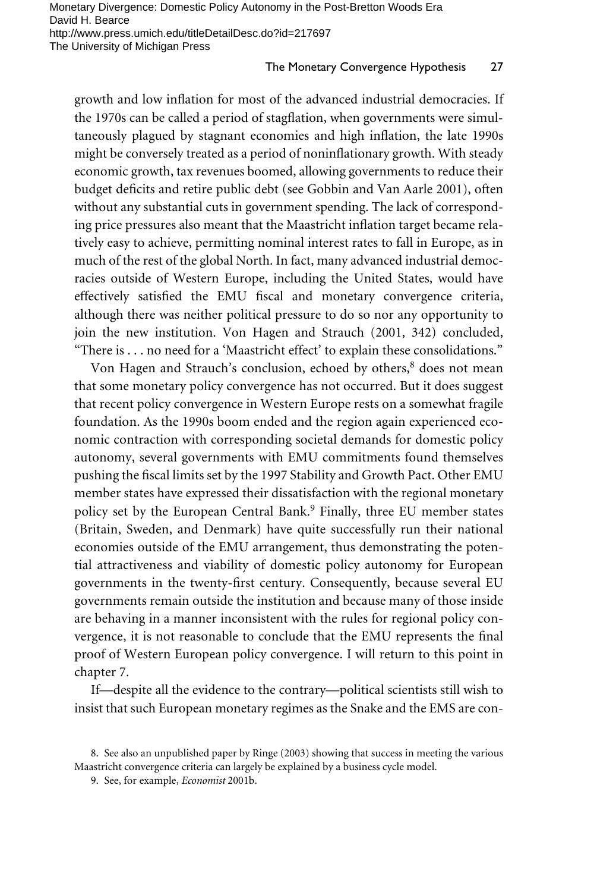growth and low inflation for most of the advanced industrial democracies. If the 1970s can be called a period of stagflation, when governments were simultaneously plagued by stagnant economies and high inflation, the late 1990s might be conversely treated as a period of noninflationary growth. With steady economic growth, tax revenues boomed, allowing governments to reduce their budget deficits and retire public debt (see Gobbin and Van Aarle 2001), often without any substantial cuts in government spending. The lack of corresponding price pressures also meant that the Maastricht inflation target became relatively easy to achieve, permitting nominal interest rates to fall in Europe, as in much of the rest of the global North. In fact, many advanced industrial democracies outside of Western Europe, including the United States, would have effectively satisfied the EMU fiscal and monetary convergence criteria, although there was neither political pressure to do so nor any opportunity to join the new institution. Von Hagen and Strauch (2001, 342) concluded, "There is . . . no need for a 'Maastricht effect' to explain these consolidations."

Von Hagen and Strauch's conclusion, echoed by others,[8] does not mean that some monetary policy convergence has not occurred. But it does suggest that recent policy convergence in Western Europe rests on a somewhat fragile foundation. As the 1990s boom ended and the region again experienced economic contraction with corresponding societal demands for domestic policy autonomy, several governments with EMU commitments found themselves pushing the fiscal limits set by the 1997 Stability and Growth Pact. Other EMU member states have expressed their dissatisfaction with the regional monetary policy set by the European Central Bank.[9] Finally, three EU member states (Britain, Sweden, and Denmark) have quite successfully run their national economies outside of the EMU arrangement, thus demonstrating the potential attractiveness and viability of domestic policy autonomy for European governments in the twenty-first century. Consequently, because several EU governments remain outside the institution and because many of those inside are behaving in a manner inconsistent with the rules for regional policy convergence, it is not reasonable to conclude that the EMU represents the final proof of Western European policy convergence. I will return to this point in chapter 7.

If—despite all the evidence to the contrary—political scientists still wish to insist that such European monetary regimes as the Snake and the EMS are con-

8. See also an unpublished paper by Ringe (2003) showing that success in meeting the various Maastricht convergence criteria can largely be explained by a business cycle model.

9. See, for example, *Economist* 2001b.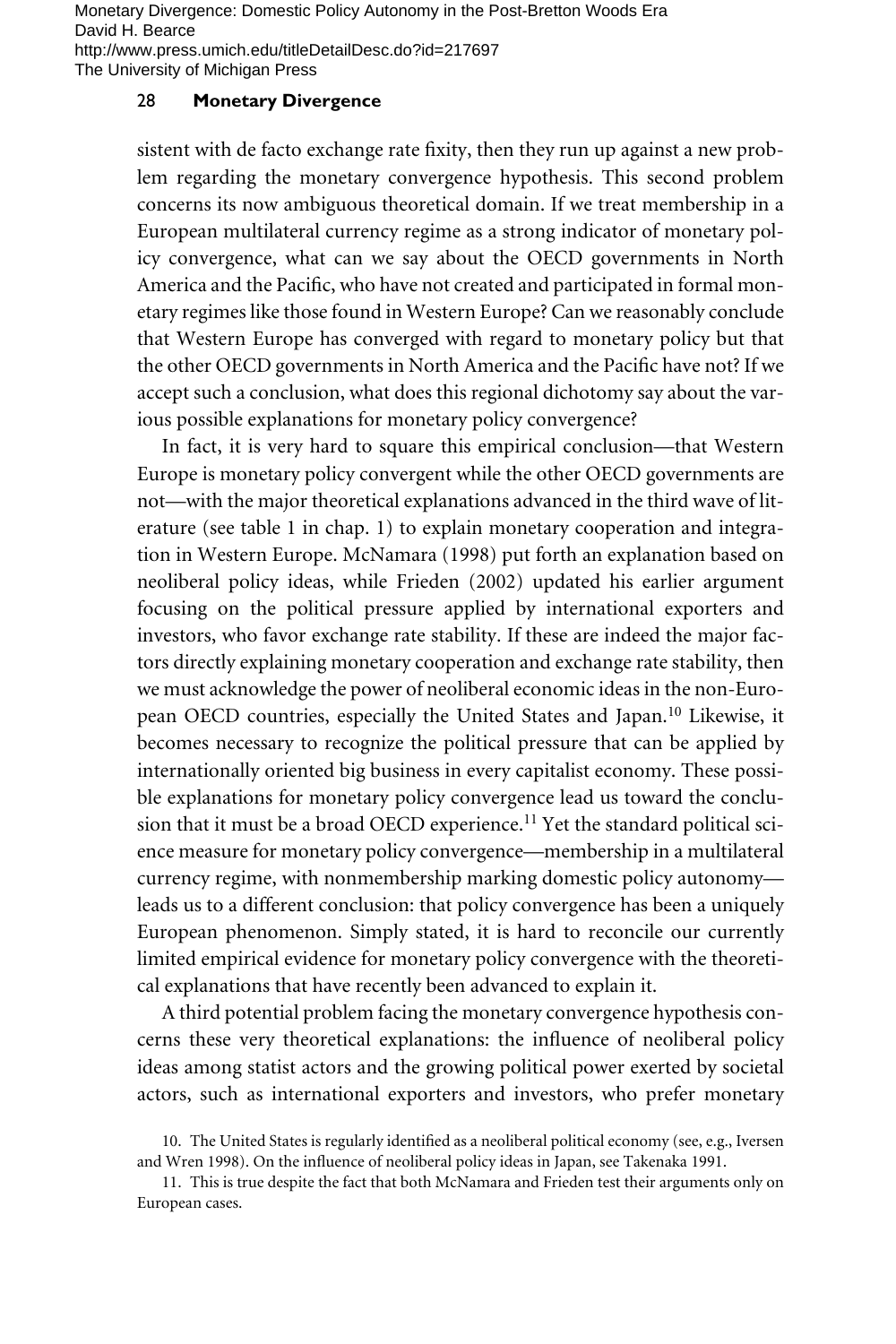sistent with de facto exchange rate fixity, then they run up against a new problem regarding the monetary convergence hypothesis. This second problem concerns its now ambiguous theoretical domain. If we treat membership in a European multilateral currency regime as a strong indicator of monetary policy convergence, what can we say about the OECD governments in North America and the Pacific, who have not created and participated in formal monetary regimes like those found in Western Europe? Can we reasonably conclude that Western Europe has converged with regard to monetary policy but that the other OECD governments in North America and the Pacific have not? If we accept such a conclusion, what does this regional dichotomy say about the various possible explanations for monetary policy convergence?

In fact, it is very hard to square this empirical conclusion—that Western Europe is monetary policy convergent while the other OECD governments are not—with the major theoretical explanations advanced in the third wave of literature (see table 1 in chap. 1) to explain monetary cooperation and integration in Western Europe. McNamara (1998) put forth an explanation based on neoliberal policy ideas, while Frieden (2002) updated his earlier argument focusing on the political pressure applied by international exporters and investors, who favor exchange rate stability. If these are indeed the major factors directly explaining monetary cooperation and exchange rate stability, then we must acknowledge the power of neoliberal economic ideas in the non-European OECD countries, especially the United States and Japan.[10] Likewise, it becomes necessary to recognize the political pressure that can be applied by internationally oriented big business in every capitalist economy. These possible explanations for monetary policy convergence lead us toward the conclusion that it must be a broad OECD experience.[11] Yet the standard political science measure for monetary policy convergence—membership in a multilateral currency regime, with nonmembership marking domestic policy autonomy—leads us to a different conclusion: that policy convergence has been a uniquely European phenomenon. Simply stated, it is hard to reconcile our currently limited empirical evidence for monetary policy convergence with the theoretical explanations that have recently been advanced to explain it.

A third potential problem facing the monetary convergence hypothesis concerns these very theoretical explanations: the influence of neoliberal policy ideas among statist actors and the growing political power exerted by societal actors, such as international exporters and investors, who prefer monetary

10. The United States is regularly identified as a neoliberal political economy (see, e.g., Iversen and Wren 1998). On the influence of neoliberal policy ideas in Japan, see Takenaka 1991.

11. This is true despite the fact that both McNamara and Frieden test their arguments only on European cases.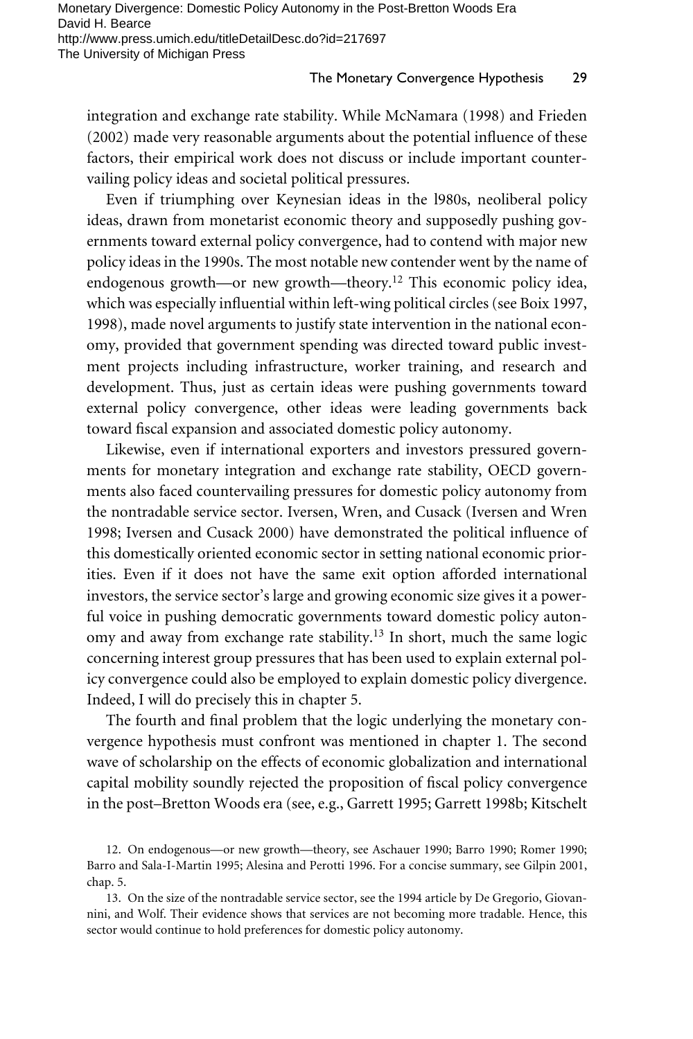integration and exchange rate stability. While McNamara (1998) and Frieden (2002) made very reasonable arguments about the potential influence of these factors, their empirical work does not discuss or include important countervailing policy ideas and societal political pressures.

Even if triumphing over Keynesian ideas in the l980s, neoliberal policy ideas, drawn from monetarist economic theory and supposedly pushing governments toward external policy convergence, had to contend with major new policy ideas in the 1990s. The most notable new contender went by the name of endogenous growth—or new growth—theory.[12] This economic policy idea, which was especially influential within left-wing political circles (see Boix 1997, 1998), made novel arguments to justify state intervention in the national economy, provided that government spending was directed toward public investment projects including infrastructure, worker training, and research and development. Thus, just as certain ideas were pushing governments toward external policy convergence, other ideas were leading governments back toward fiscal expansion and associated domestic policy autonomy.

Likewise, even if international exporters and investors pressured governments for monetary integration and exchange rate stability, OECD governments also faced countervailing pressures for domestic policy autonomy from the nontradable service sector. Iversen, Wren, and Cusack (Iversen and Wren 1998; Iversen and Cusack 2000) have demonstrated the political influence of this domestically oriented economic sector in setting national economic priorities. Even if it does not have the same exit option afforded international investors, the service sector's large and growing economic size gives it a powerful voice in pushing democratic governments toward domestic policy autonomy and away from exchange rate stability.[13] In short, much the same logic concerning interest group pressures that has been used to explain external policy convergence could also be employed to explain domestic policy divergence. Indeed, I will do precisely this in chapter 5.

The fourth and final problem that the logic underlying the monetary convergence hypothesis must confront was mentioned in chapter 1. The second wave of scholarship on the effects of economic globalization and international capital mobility soundly rejected the proposition of fiscal policy convergence in the post–Bretton Woods era (see, e.g., Garrett 1995; Garrett 1998b; Kitschelt

12. On endogenous—or new growth—theory, see Aschauer 1990; Barro 1990; Romer 1990; Barro and Sala-I-Martin 1995; Alesina and Perotti 1996. For a concise summary, see Gilpin 2001, chap. 5.

13. On the size of the nontradable service sector, see the 1994 article by De Gregorio, Giovannini, and Wolf. Their evidence shows that services are not becoming more tradable. Hence, this sector would continue to hold preferences for domestic policy autonomy.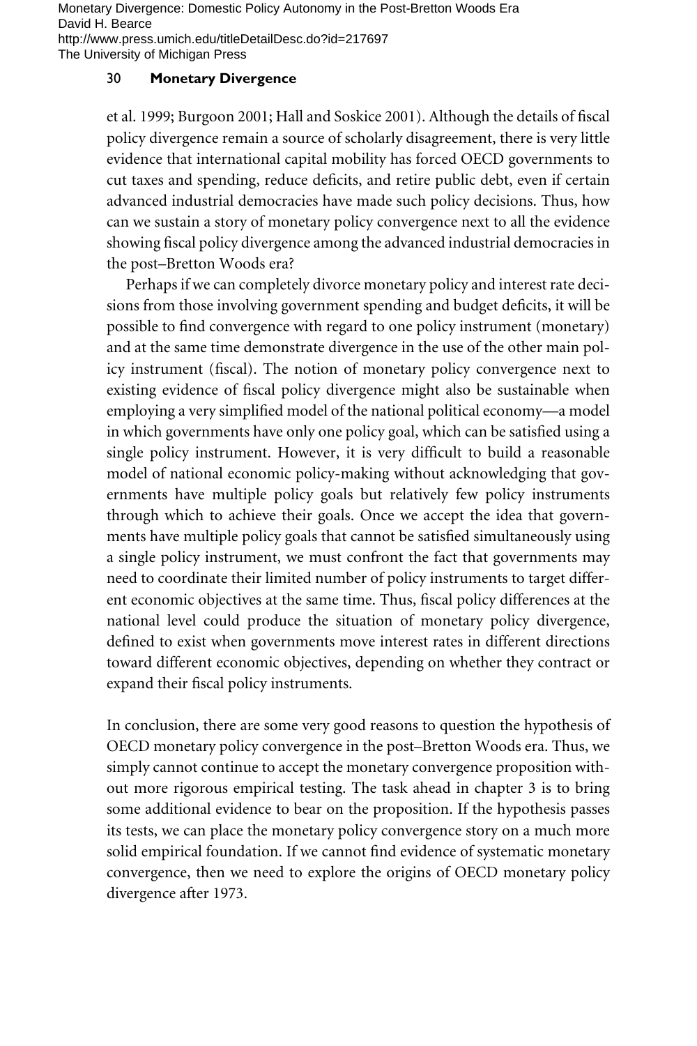et al. 1999; Burgoon 2001; Hall and Soskice 2001). Although the details of fiscal policy divergence remain a source of scholarly disagreement, there is very little evidence that international capital mobility has forced OECD governments to cut taxes and spending, reduce deficits, and retire public debt, even if certain advanced industrial democracies have made such policy decisions. Thus, how can we sustain a story of monetary policy convergence next to all the evidence showing fiscal policy divergence among the advanced industrial democracies in the post–Bretton Woods era?

Perhaps if we can completely divorce monetary policy and interest rate decisions from those involving government spending and budget deficits, it will be possible to find convergence with regard to one policy instrument (monetary) and at the same time demonstrate divergence in the use of the other main policy instrument (fiscal). The notion of monetary policy convergence next to existing evidence of fiscal policy divergence might also be sustainable when employing a very simplified model of the national political economy—a model in which governments have only one policy goal, which can be satisfied using a single policy instrument. However, it is very difficult to build a reasonable model of national economic policy-making without acknowledging that governments have multiple policy goals but relatively few policy instruments through which to achieve their goals. Once we accept the idea that governments have multiple policy goals that cannot be satisfied simultaneously using a single policy instrument, we must confront the fact that governments may need to coordinate their limited number of policy instruments to target different economic objectives at the same time. Thus, fiscal policy differences at the national level could produce the situation of monetary policy divergence, defined to exist when governments move interest rates in different directions toward different economic objectives, depending on whether they contract or expand their fiscal policy instruments.

In conclusion, there are some very good reasons to question the hypothesis of OECD monetary policy convergence in the post–Bretton Woods era. Thus, we simply cannot continue to accept the monetary convergence proposition without more rigorous empirical testing. The task ahead in chapter 3 is to bring some additional evidence to bear on the proposition. If the hypothesis passes its tests, we can place the monetary policy convergence story on a much more solid empirical foundation. If we cannot find evidence of systematic monetary convergence, then we need to explore the origins of OECD monetary policy divergence after 1973.